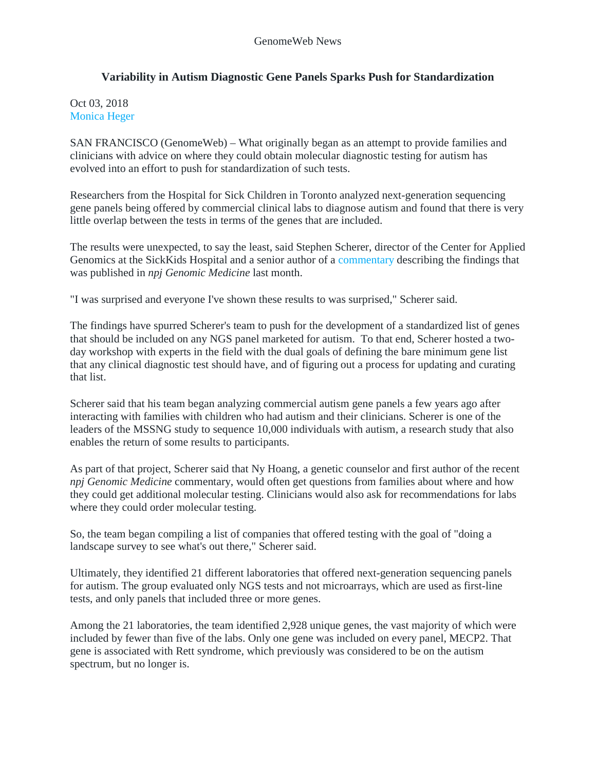GenomeWeb News

# Variability in Autism Diagnostic Gene Panels Sparks Push for Standardization

Oct 03, 2018
Monica Heger

SAN FRANCISCO (GenomeWeb) – What originally began as an attempt to provide families and clinicians with advice on where they could obtain molecular diagnostic testing for autism has evolved into an effort to push for standardization of such tests.

Researchers from the Hospital for Sick Children in Toronto analyzed next-generation sequencing gene panels being offered by commercial clinical labs to diagnose autism and found that there is very little overlap between the tests in terms of the genes that are included.

The results were unexpected, to say the least, said Stephen Scherer, director of the Center for Applied Genomics at the SickKids Hospital and a senior author of a commentary describing the findings that was published in *npj Genomic Medicine* last month.

"I was surprised and everyone I've shown these results to was surprised," Scherer said.

The findings have spurred Scherer's team to push for the development of a standardized list of genes that should be included on any NGS panel marketed for autism. To that end, Scherer hosted a two-day workshop with experts in the field with the dual goals of defining the bare minimum gene list that any clinical diagnostic test should have, and of figuring out a process for updating and curating that list.

Scherer said that his team began analyzing commercial autism gene panels a few years ago after interacting with families with children who had autism and their clinicians. Scherer is one of the leaders of the MSSNG study to sequence 10,000 individuals with autism, a research study that also enables the return of some results to participants.

As part of that project, Scherer said that Ny Hoang, a genetic counselor and first author of the recent *npj Genomic Medicine* commentary, would often get questions from families about where and how they could get additional molecular testing. Clinicians would also ask for recommendations for labs where they could order molecular testing.

So, the team began compiling a list of companies that offered testing with the goal of "doing a landscape survey to see what's out there," Scherer said.

Ultimately, they identified 21 different laboratories that offered next-generation sequencing panels for autism. The group evaluated only NGS tests and not microarrays, which are used as first-line tests, and only panels that included three or more genes.

Among the 21 laboratories, the team identified 2,928 unique genes, the vast majority of which were included by fewer than five of the labs. Only one gene was included on every panel, MECP2. That gene is associated with Rett syndrome, which previously was considered to be on the autism spectrum, but no longer is.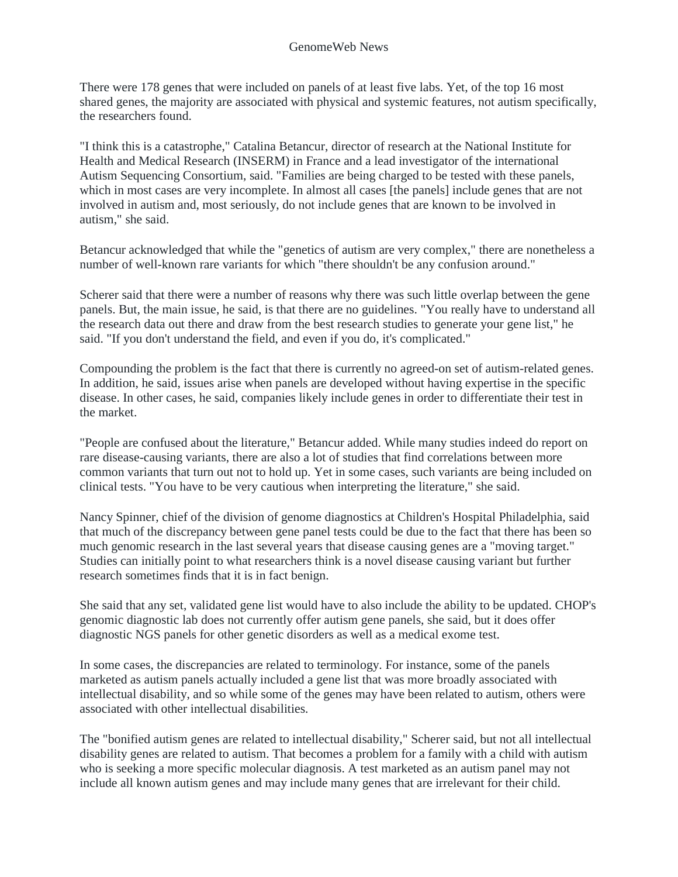There were 178 genes that were included on panels of at least five labs. Yet, of the top 16 most shared genes, the majority are associated with physical and systemic features, not autism specifically, the researchers found.

"I think this is a catastrophe," Catalina Betancur, director of research at the National Institute for Health and Medical Research (INSERM) in France and a lead investigator of the international Autism Sequencing Consortium, said. "Families are being charged to be tested with these panels, which in most cases are very incomplete. In almost all cases [the panels] include genes that are not involved in autism and, most seriously, do not include genes that are known to be involved in autism," she said.

Betancur acknowledged that while the "genetics of autism are very complex," there are nonetheless a number of well-known rare variants for which "there shouldn't be any confusion around."

Scherer said that there were a number of reasons why there was such little overlap between the gene panels. But, the main issue, he said, is that there are no guidelines. "You really have to understand all the research data out there and draw from the best research studies to generate your gene list," he said. "If you don't understand the field, and even if you do, it's complicated."

Compounding the problem is the fact that there is currently no agreed-on set of autism-related genes. In addition, he said, issues arise when panels are developed without having expertise in the specific disease. In other cases, he said, companies likely include genes in order to differentiate their test in the market.

"People are confused about the literature," Betancur added. While many studies indeed do report on rare disease-causing variants, there are also a lot of studies that find correlations between more common variants that turn out not to hold up. Yet in some cases, such variants are being included on clinical tests. "You have to be very cautious when interpreting the literature," she said.

Nancy Spinner, chief of the division of genome diagnostics at Children's Hospital Philadelphia, said that much of the discrepancy between gene panel tests could be due to the fact that there has been so much genomic research in the last several years that disease causing genes are a "moving target." Studies can initially point to what researchers think is a novel disease causing variant but further research sometimes finds that it is in fact benign.

She said that any set, validated gene list would have to also include the ability to be updated. CHOP's genomic diagnostic lab does not currently offer autism gene panels, she said, but it does offer diagnostic NGS panels for other genetic disorders as well as a medical exome test.

In some cases, the discrepancies are related to terminology. For instance, some of the panels marketed as autism panels actually included a gene list that was more broadly associated with intellectual disability, and so while some of the genes may have been related to autism, others were associated with other intellectual disabilities.

The "bonified autism genes are related to intellectual disability," Scherer said, but not all intellectual disability genes are related to autism. That becomes a problem for a family with a child with autism who is seeking a more specific molecular diagnosis. A test marketed as an autism panel may not include all known autism genes and may include many genes that are irrelevant for their child.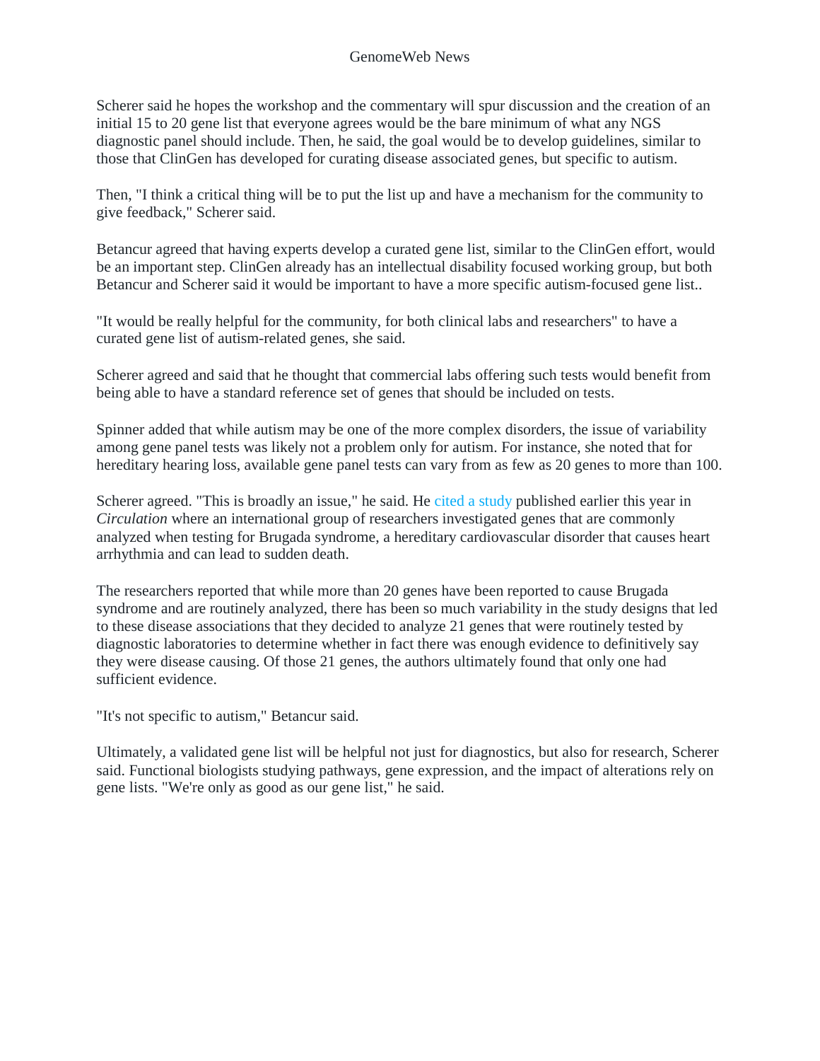Scherer said he hopes the workshop and the commentary will spur discussion and the creation of an initial 15 to 20 gene list that everyone agrees would be the bare minimum of what any NGS diagnostic panel should include. Then, he said, the goal would be to develop guidelines, similar to those that ClinGen has developed for curating disease associated genes, but specific to autism.

Then, "I think a critical thing will be to put the list up and have a mechanism for the community to give feedback," Scherer said.

Betancur agreed that having experts develop a curated gene list, similar to the ClinGen effort, would be an important step. ClinGen already has an intellectual disability focused working group, but both Betancur and Scherer said it would be important to have a more specific autism-focused gene list..

"It would be really helpful for the community, for both clinical labs and researchers" to have a curated gene list of autism-related genes, she said.

Scherer agreed and said that he thought that commercial labs offering such tests would benefit from being able to have a standard reference set of genes that should be included on tests.

Spinner added that while autism may be one of the more complex disorders, the issue of variability among gene panel tests was likely not a problem only for autism. For instance, she noted that for hereditary hearing loss, available gene panel tests can vary from as few as 20 genes to more than 100.

Scherer agreed. "This is broadly an issue," he said. He cited a study published earlier this year in *Circulation* where an international group of researchers investigated genes that are commonly analyzed when testing for Brugada syndrome, a hereditary cardiovascular disorder that causes heart arrhythmia and can lead to sudden death.

The researchers reported that while more than 20 genes have been reported to cause Brugada syndrome and are routinely analyzed, there has been so much variability in the study designs that led to these disease associations that they decided to analyze 21 genes that were routinely tested by diagnostic laboratories to determine whether in fact there was enough evidence to definitively say they were disease causing. Of those 21 genes, the authors ultimately found that only one had sufficient evidence.

"It's not specific to autism," Betancur said.

Ultimately, a validated gene list will be helpful not just for diagnostics, but also for research, Scherer said. Functional biologists studying pathways, gene expression, and the impact of alterations rely on gene lists. "We're only as good as our gene list," he said.